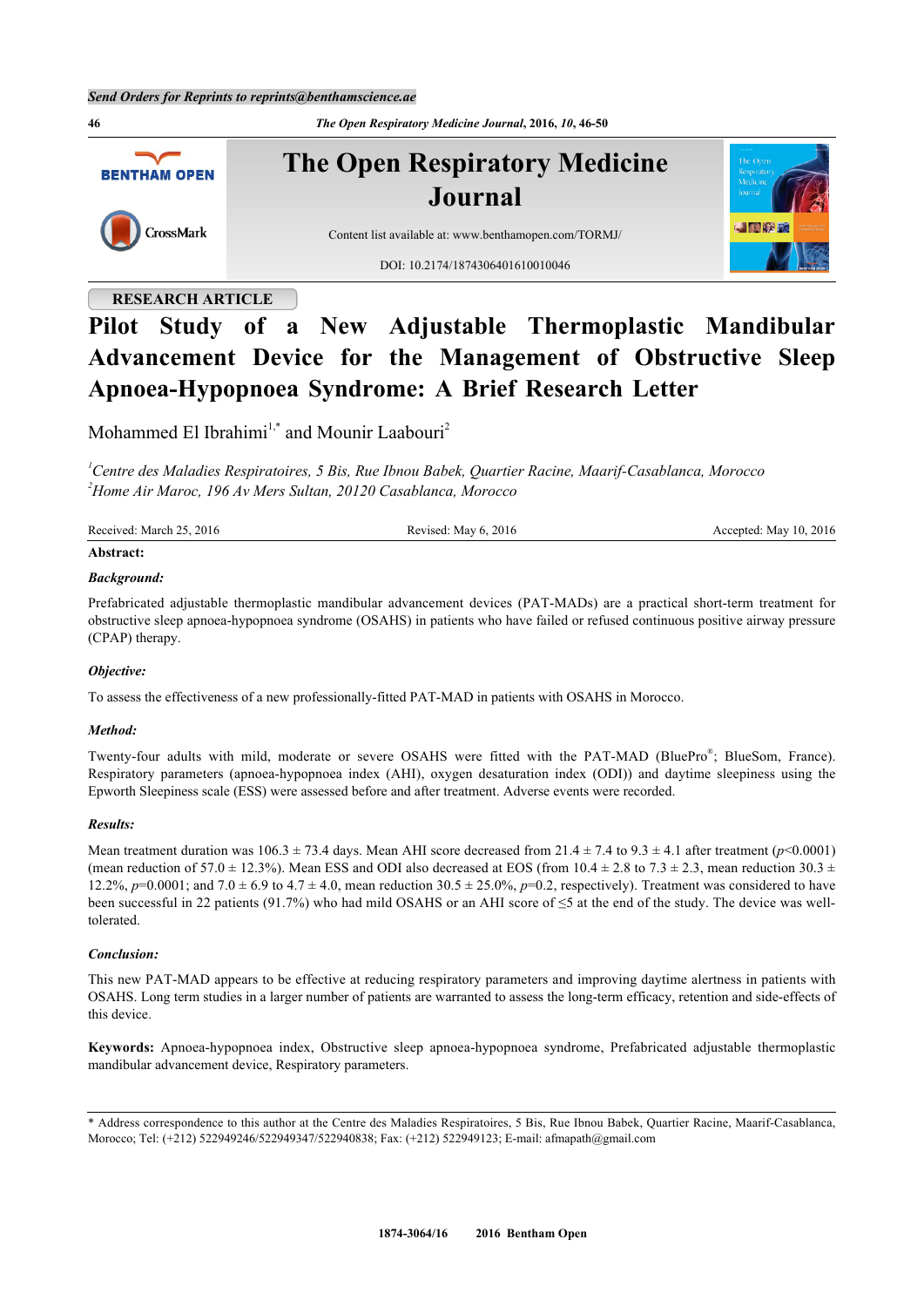RESEARCH ARTICLE

# Pilot Study of a New Adjustable Thermoplastic Mandibular Advancement Device for the Management of Obstructive Sleep Apnoea-Hypopnoea Syndrome: A Brief Research Letter

Mohammed El Ibrahimi[1,*] and Mounir Laabouri[2]

[1]*Centre des Maladies Respiratoires, 5 Bis, Rue Ibnou Babek, Quartier Racine, Maarif-Casablanca, Morocco*
[2]*Home Air Maroc, 196 Av Mers Sultan, 20120 Casablanca, Morocco*

Received: March 25, 2016 Revised: May 6, 2016 Accepted: May 10, 2016

**Abstract:**

***Background:***

Prefabricated adjustable thermoplastic mandibular advancement devices (PAT-MADs) are a practical short-term treatment for obstructive sleep apnoea-hypopnoea syndrome (OSAHS) in patients who have failed or refused continuous positive airway pressure (CPAP) therapy.

***Objective:***

To assess the effectiveness of a new professionally-fitted PAT-MAD in patients with OSAHS in Morocco.

***Method:***

Twenty-four adults with mild, moderate or severe OSAHS were fitted with the PAT-MAD (BluePro®; BlueSom, France). Respiratory parameters (apnoea-hypopnoea index (AHI), oxygen desaturation index (ODI)) and daytime sleepiness using the Epworth Sleepiness scale (ESS) were assessed before and after treatment. Adverse events were recorded.

***Results:***

Mean treatment duration was 106.3 ± 73.4 days. Mean AHI score decreased from 21.4 ± 7.4 to 9.3 ± 4.1 after treatment ($p$<0.0001) (mean reduction of 57.0 ± 12.3%). Mean ESS and ODI also decreased at EOS (from 10.4 ± 2.8 to 7.3 ± 2.3, mean reduction 30.3 ± 12.2%, $p$=0.0001; and 7.0 ± 6.9 to 4.7 ± 4.0, mean reduction 30.5 ± 25.0%, $p$=0.2, respectively). Treatment was considered to have been successful in 22 patients (91.7%) who had mild OSAHS or an AHI score of ≤5 at the end of the study. The device was well-tolerated.

***Conclusion:***

This new PAT-MAD appears to be effective at reducing respiratory parameters and improving daytime alertness in patients with OSAHS. Long term studies in a larger number of patients are warranted to assess the long-term efficacy, retention and side-effects of this device.

**Keywords:** Apnoea-hypopnoea index, Obstructive sleep apnoea-hypopnoea syndrome, Prefabricated adjustable thermoplastic mandibular advancement device, Respiratory parameters.

* Address correspondence to this author at the Centre des Maladies Respiratoires, 5 Bis, Rue Ibnou Babek, Quartier Racine, Maarif-Casablanca, Morocco; Tel: (+212) 522949246/522949347/522940838; Fax: (+212) 522949123; E-mail: afmapath@gmail.com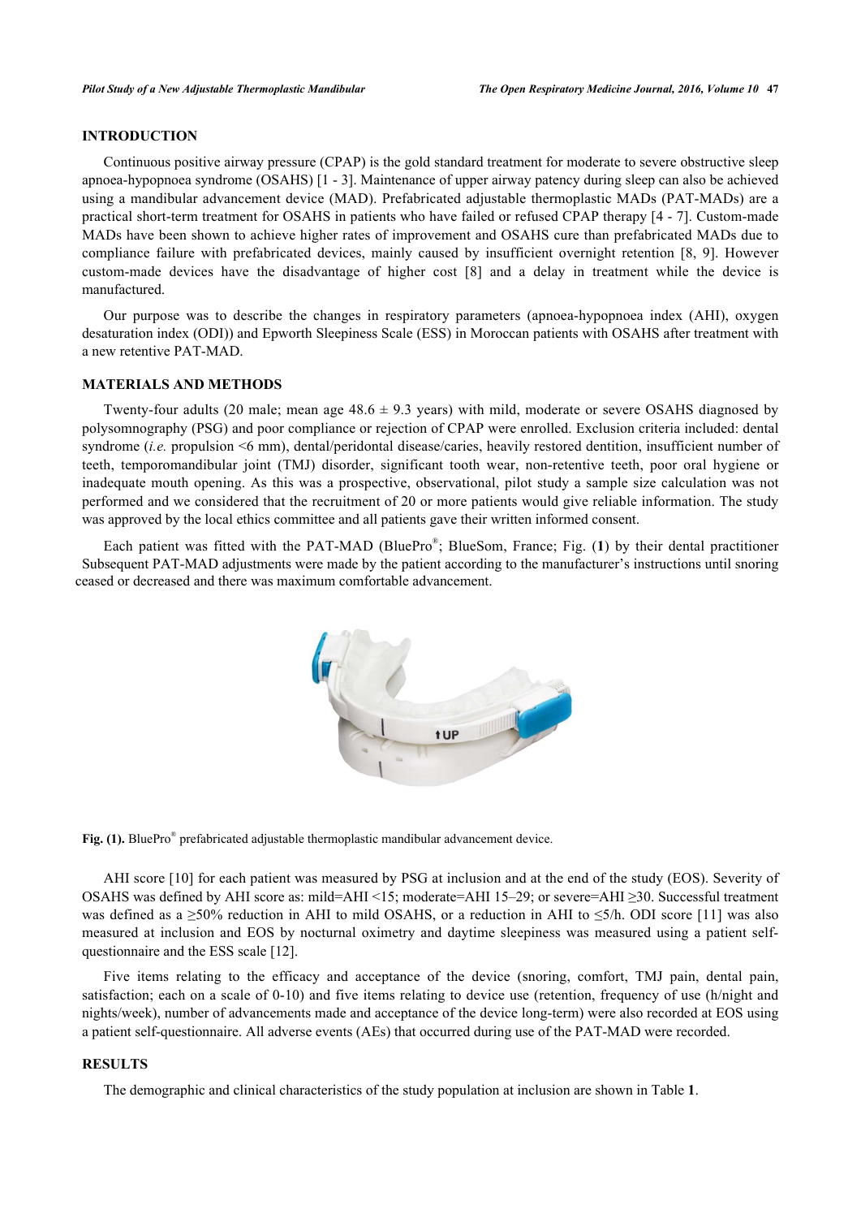## INTRODUCTION

Continuous positive airway pressure (CPAP) is the gold standard treatment for moderate to severe obstructive sleep apnoea-hypopnoea syndrome (OSAHS) [1 - 3]. Maintenance of upper airway patency during sleep can also be achieved using a mandibular advancement device (MAD). Prefabricated adjustable thermoplastic MADs (PAT-MADs) are a practical short-term treatment for OSAHS in patients who have failed or refused CPAP therapy [4 - 7]. Custom-made MADs have been shown to achieve higher rates of improvement and OSAHS cure than prefabricated MADs due to compliance failure with prefabricated devices, mainly caused by insufficient overnight retention [8, 9]. However custom-made devices have the disadvantage of higher cost [8] and a delay in treatment while the device is manufactured.

Our purpose was to describe the changes in respiratory parameters (apnoea-hypopnoea index (AHI), oxygen desaturation index (ODI)) and Epworth Sleepiness Scale (ESS) in Moroccan patients with OSAHS after treatment with a new retentive PAT-MAD.

## MATERIALS AND METHODS

Twenty-four adults (20 male; mean age 48.6 ± 9.3 years) with mild, moderate or severe OSAHS diagnosed by polysomnography (PSG) and poor compliance or rejection of CPAP were enrolled. Exclusion criteria included: dental syndrome (*i.e.* propulsion <6 mm), dental/peridontal disease/caries, heavily restored dentition, insufficient number of teeth, temporomandibular joint (TMJ) disorder, significant tooth wear, non-retentive teeth, poor oral hygiene or inadequate mouth opening. As this was a prospective, observational, pilot study a sample size calculation was not performed and we considered that the recruitment of 20 or more patients would give reliable information. The study was approved by the local ethics committee and all patients gave their written informed consent.

Each patient was fitted with the PAT-MAD (BluePro®; BlueSom, France; Fig. (**1**) by their dental practitioner Subsequent PAT-MAD adjustments were made by the patient according to the manufacturer's instructions until snoring ceased or decreased and there was maximum comfortable advancement.

**Fig. (1).** BluePro® prefabricated adjustable thermoplastic mandibular advancement device.

AHI score [10] for each patient was measured by PSG at inclusion and at the end of the study (EOS). Severity of OSAHS was defined by AHI score as: mild=AHI <15; moderate=AHI 15–29; or severe=AHI ≥30. Successful treatment was defined as a ≥50% reduction in AHI to mild OSAHS, or a reduction in AHI to ≤5/h. ODI score [11] was also measured at inclusion and EOS by nocturnal oximetry and daytime sleepiness was measured using a patient self-questionnaire and the ESS scale [12].

Five items relating to the efficacy and acceptance of the device (snoring, comfort, TMJ pain, dental pain, satisfaction; each on a scale of 0-10) and five items relating to device use (retention, frequency of use (h/night and nights/week), number of advancements made and acceptance of the device long-term) were also recorded at EOS using a patient self-questionnaire. All adverse events (AEs) that occurred during use of the PAT-MAD were recorded.

## RESULTS

The demographic and clinical characteristics of the study population at inclusion are shown in Table **1**.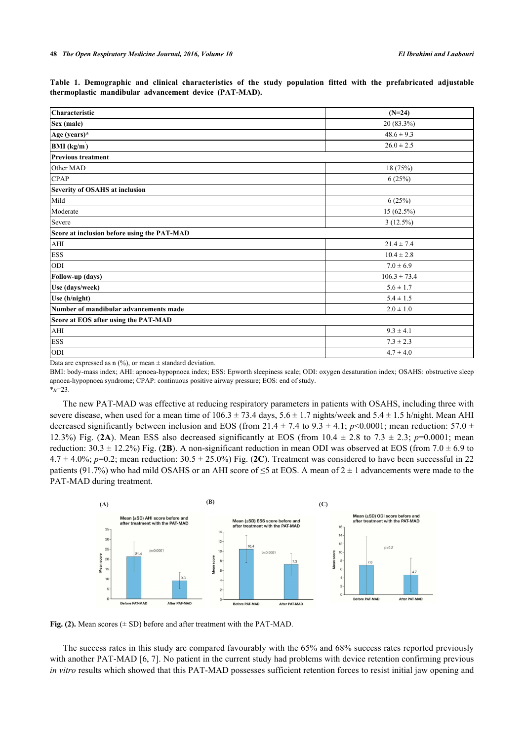**Table 1. Demographic and clinical characteristics of the study population fitted with the prefabricated adjustable thermoplastic mandibular advancement device (PAT-MAD).**

| Characteristic | (N=24) |
|---|---|
| **Sex (male)** | 20 (83.3%) |
| **Age (years)*** | 48.6 ± 9.3 |
| **BMI (kg/m$^2$)** | 26.0 ± 2.5 |
| **Previous treatment** | |
| Other MAD | 18 (75%) |
| CPAP | 6 (25%) |
| **Severity of OSAHS at inclusion** | |
| Mild | 6 (25%) |
| Moderate | 15 (62.5%) |
| Severe | 3 (12.5%) |
| **Score at inclusion before using the PAT-MAD** | |
| AHI | 21.4 ± 7.4 |
| ESS | 10.4 ± 2.8 |
| ODI | 7.0 ± 6.9 |
| **Follow-up (days)** | 106.3 ± 73.4 |
| **Use (days/week)** | 5.6 ± 1.7 |
| **Use (h/night)** | 5.4 ± 1.5 |
| **Number of mandibular advancements made** | 2.0 ± 1.0 |
| **Score at EOS after using the PAT-MAD** | |
| AHI | 9.3 ± 4.1 |
| ESS | 7.3 ± 2.3 |
| ODI | 4.7 ± 4.0 |

Data are expressed as n (%), or mean ± standard deviation.
BMI: body-mass index; AHI: apnoea-hypopnoea index; ESS: Epworth sleepiness scale; ODI: oxygen desaturation index; OSAHS: obstructive sleep apnoea-hypopnoea syndrome; CPAP: continuous positive airway pressure; EOS: end of study.
*$n$=23.

The new PAT-MAD was effective at reducing respiratory parameters in patients with OSAHS, including three with severe disease, when used for a mean time of 106.3 ± 73.4 days, 5.6 ± 1.7 nights/week and 5.4 ± 1.5 h/night. Mean AHI decreased significantly between inclusion and EOS (from 21.4 ± 7.4 to 9.3 ± 4.1; $p$<0.0001; mean reduction: 57.0 ± 12.3%) Fig. (**2A**). Mean ESS also decreased significantly at EOS (from 10.4 ± 2.8 to 7.3 ± 2.3; $p$=0.0001; mean reduction: 30.3 ± 12.2%) Fig. (**2B**). A non-significant reduction in mean ODI was observed at EOS (from 7.0 ± 6.9 to 4.7 ± 4.0%; $p$=0.2; mean reduction: 30.5 ± 25.0%) Fig. (**2C**). Treatment was considered to have been successful in 22 patients (91.7%) who had mild OSAHS or an AHI score of ≤5 at EOS. A mean of 2 ± 1 advancements were made to the PAT-MAD during treatment.

**Fig. (2).** Mean scores (± SD) before and after treatment with the PAT-MAD.

The success rates in this study are compared favourably with the 65% and 68% success rates reported previously with another PAT-MAD [6, 7]. No patient in the current study had problems with device retention confirming previous *in vitro* results which showed that this PAT-MAD possesses sufficient retention forces to resist initial jaw opening and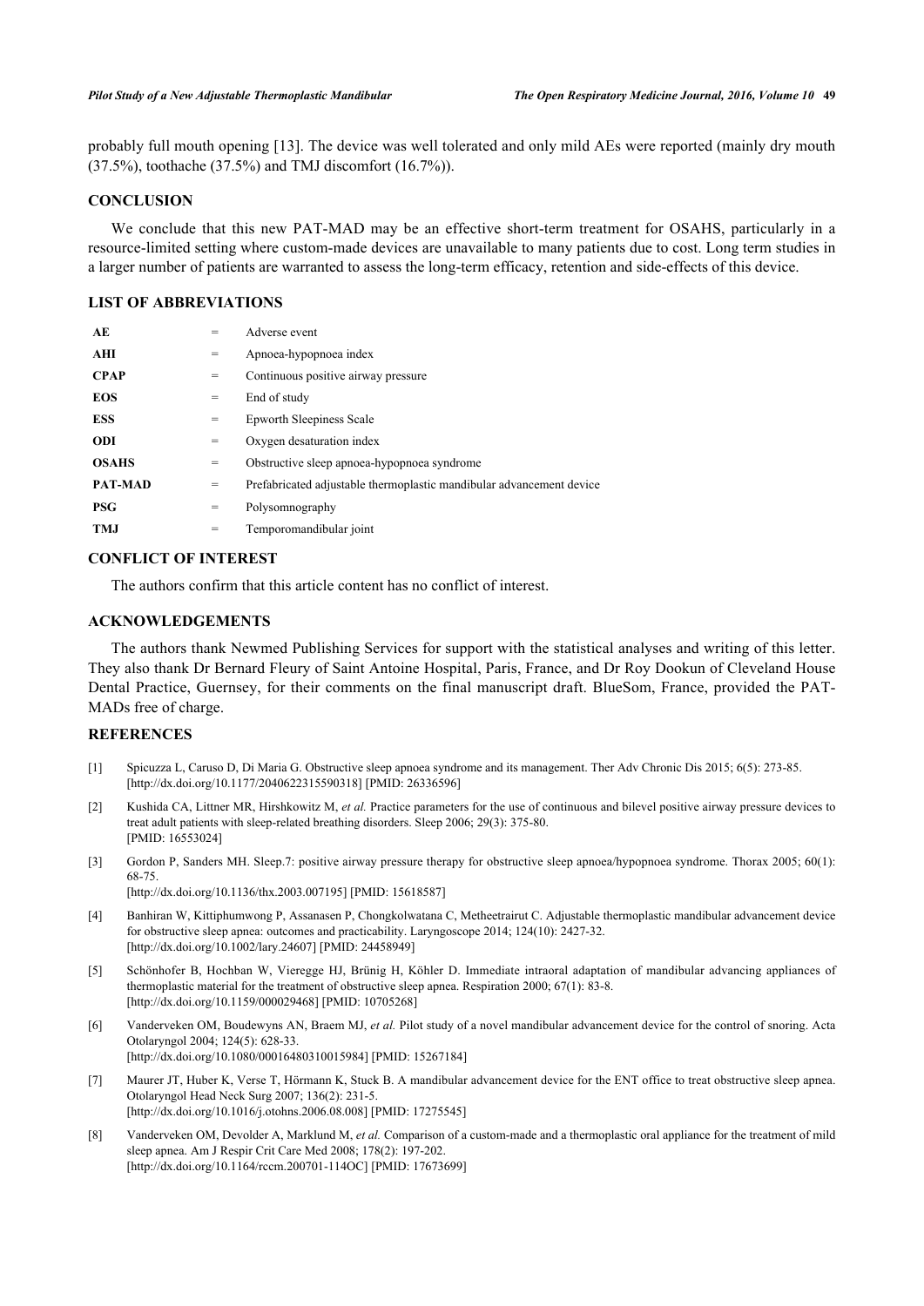probably full mouth opening [13]. The device was well tolerated and only mild AEs were reported (mainly dry mouth (37.5%), toothache (37.5%) and TMJ discomfort (16.7%)).

## CONCLUSION

We conclude that this new PAT-MAD may be an effective short-term treatment for OSAHS, particularly in a resource-limited setting where custom-made devices are unavailable to many patients due to cost. Long term studies in a larger number of patients are warranted to assess the long-term efficacy, retention and side-effects of this device.

## LIST OF ABBREVIATIONS

| | | |
|---|---|---|
| **AE** | = | Adverse event |
| **AHI** | = | Apnoea-hypopnoea index |
| **CPAP** | = | Continuous positive airway pressure |
| **EOS** | = | End of study |
| **ESS** | = | Epworth Sleepiness Scale |
| **ODI** | = | Oxygen desaturation index |
| **OSAHS** | = | Obstructive sleep apnoea-hypopnoea syndrome |
| **PAT-MAD** | = | Prefabricated adjustable thermoplastic mandibular advancement device |
| **PSG** | = | Polysomnography |
| **TMJ** | = | Temporomandibular joint |

## CONFLICT OF INTEREST

The authors confirm that this article content has no conflict of interest.

## ACKNOWLEDGEMENTS

The authors thank Newmed Publishing Services for support with the statistical analyses and writing of this letter. They also thank Dr Bernard Fleury of Saint Antoine Hospital, Paris, France, and Dr Roy Dookun of Cleveland House Dental Practice, Guernsey, for their comments on the final manuscript draft. BlueSom, France, provided the PAT-MADs free of charge.

## REFERENCES

[1] Spicuzza L, Caruso D, Di Maria G. Obstructive sleep apnoea syndrome and its management. Ther Adv Chronic Dis 2015; 6(5): 273-85. [http://dx.doi.org/10.1177/2040622315590318] [PMID: 26336596]

[2] Kushida CA, Littner MR, Hirshkowitz M, *et al.* Practice parameters for the use of continuous and bilevel positive airway pressure devices to treat adult patients with sleep-related breathing disorders. Sleep 2006; 29(3): 375-80. [PMID: 16553024]

[3] Gordon P, Sanders MH. Sleep.7: positive airway pressure therapy for obstructive sleep apnoea/hypopnoea syndrome. Thorax 2005; 60(1): 68-75. [http://dx.doi.org/10.1136/thx.2003.007195] [PMID: 15618587]

[4] Banhiran W, Kittiphumwong P, Assanasen P, Chongkolwatana C, Metheetrairut C. Adjustable thermoplastic mandibular advancement device for obstructive sleep apnea: outcomes and practicability. Laryngoscope 2014; 124(10): 2427-32. [http://dx.doi.org/10.1002/lary.24607] [PMID: 24458949]

[5] Schönhofer B, Hochban W, Vieregge HJ, Brünig H, Köhler D. Immediate intraoral adaptation of mandibular advancing appliances of thermoplastic material for the treatment of obstructive sleep apnea. Respiration 2000; 67(1): 83-8. [http://dx.doi.org/10.1159/000029468] [PMID: 10705268]

[6] Vanderveken OM, Boudewyns AN, Braem MJ, *et al.* Pilot study of a novel mandibular advancement device for the control of snoring. Acta Otolaryngol 2004; 124(5): 628-33. [http://dx.doi.org/10.1080/00016480310015984] [PMID: 15267184]

[7] Maurer JT, Huber K, Verse T, Hörmann K, Stuck B. A mandibular advancement device for the ENT office to treat obstructive sleep apnea. Otolaryngol Head Neck Surg 2007; 136(2): 231-5. [http://dx.doi.org/10.1016/j.otohns.2006.08.008] [PMID: 17275545]

[8] Vanderveken OM, Devolder A, Marklund M, *et al.* Comparison of a custom-made and a thermoplastic oral appliance for the treatment of mild sleep apnea. Am J Respir Crit Care Med 2008; 178(2): 197-202. [http://dx.doi.org/10.1164/rccm.200701-114OC] [PMID: 17673699]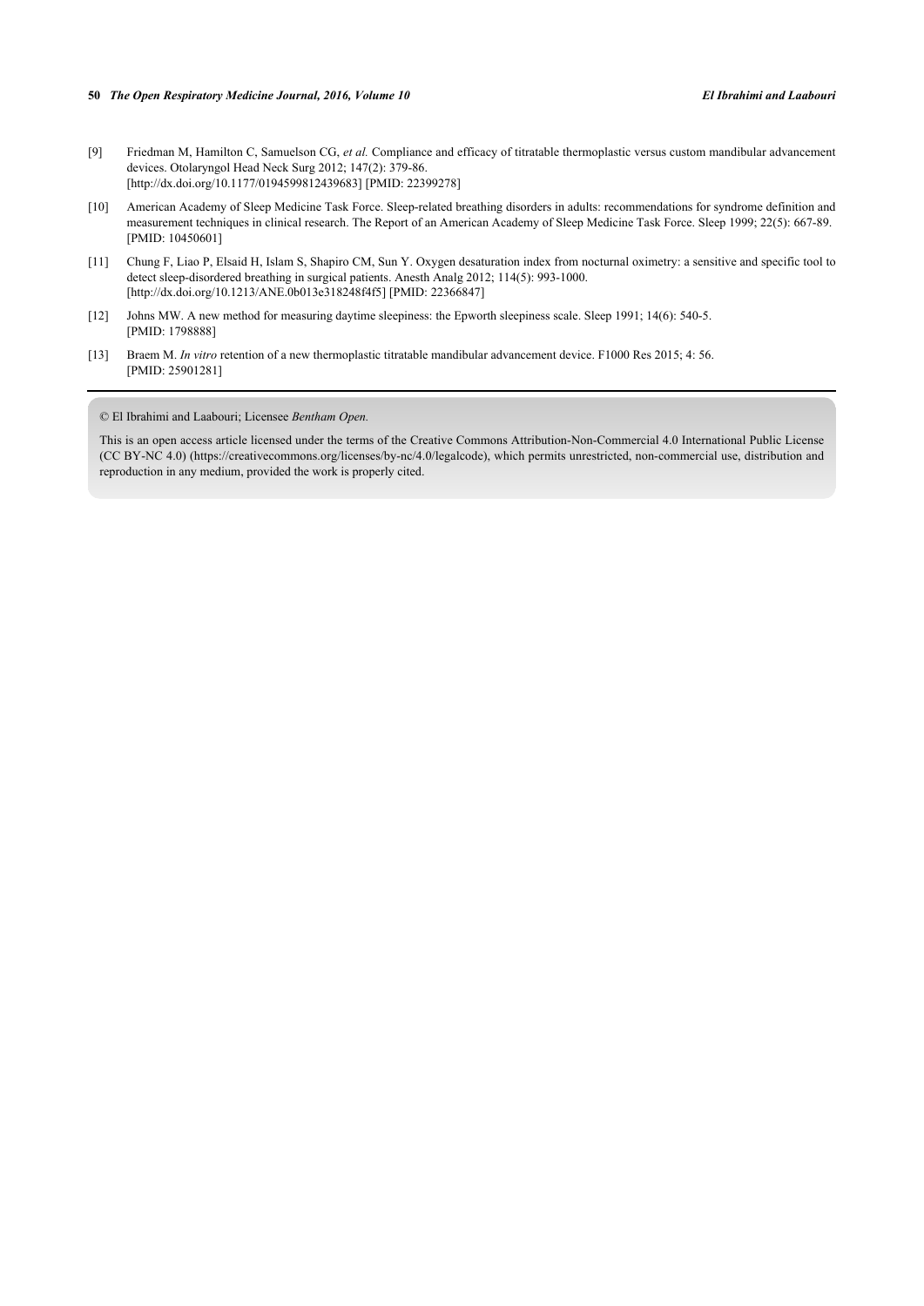[9] Friedman M, Hamilton C, Samuelson CG, *et al.* Compliance and efficacy of titratable thermoplastic versus custom mandibular advancement devices. Otolaryngol Head Neck Surg 2012; 147(2): 379-86.
[http://dx.doi.org/10.1177/0194599812439683] [PMID: 22399278]

[10] American Academy of Sleep Medicine Task Force. Sleep-related breathing disorders in adults: recommendations for syndrome definition and measurement techniques in clinical research. The Report of an American Academy of Sleep Medicine Task Force. Sleep 1999; 22(5): 667-89.
[PMID: 10450601]

[11] Chung F, Liao P, Elsaid H, Islam S, Shapiro CM, Sun Y. Oxygen desaturation index from nocturnal oximetry: a sensitive and specific tool to detect sleep-disordered breathing in surgical patients. Anesth Analg 2012; 114(5): 993-1000.
[http://dx.doi.org/10.1213/ANE.0b013e318248f4f5] [PMID: 22366847]

[12] Johns MW. A new method for measuring daytime sleepiness: the Epworth sleepiness scale. Sleep 1991; 14(6): 540-5.
[PMID: 1798888]

[13] Braem M. *In vitro* retention of a new thermoplastic titratable mandibular advancement device. F1000 Res 2015; 4: 56.
[PMID: 25901281]

---

© El Ibrahimi and Laabouri; Licensee *Bentham Open.*

This is an open access article licensed under the terms of the Creative Commons Attribution-Non-Commercial 4.0 International Public License (CC BY-NC 4.0) (https://creativecommons.org/licenses/by-nc/4.0/legalcode), which permits unrestricted, non-commercial use, distribution and reproduction in any medium, provided the work is properly cited.